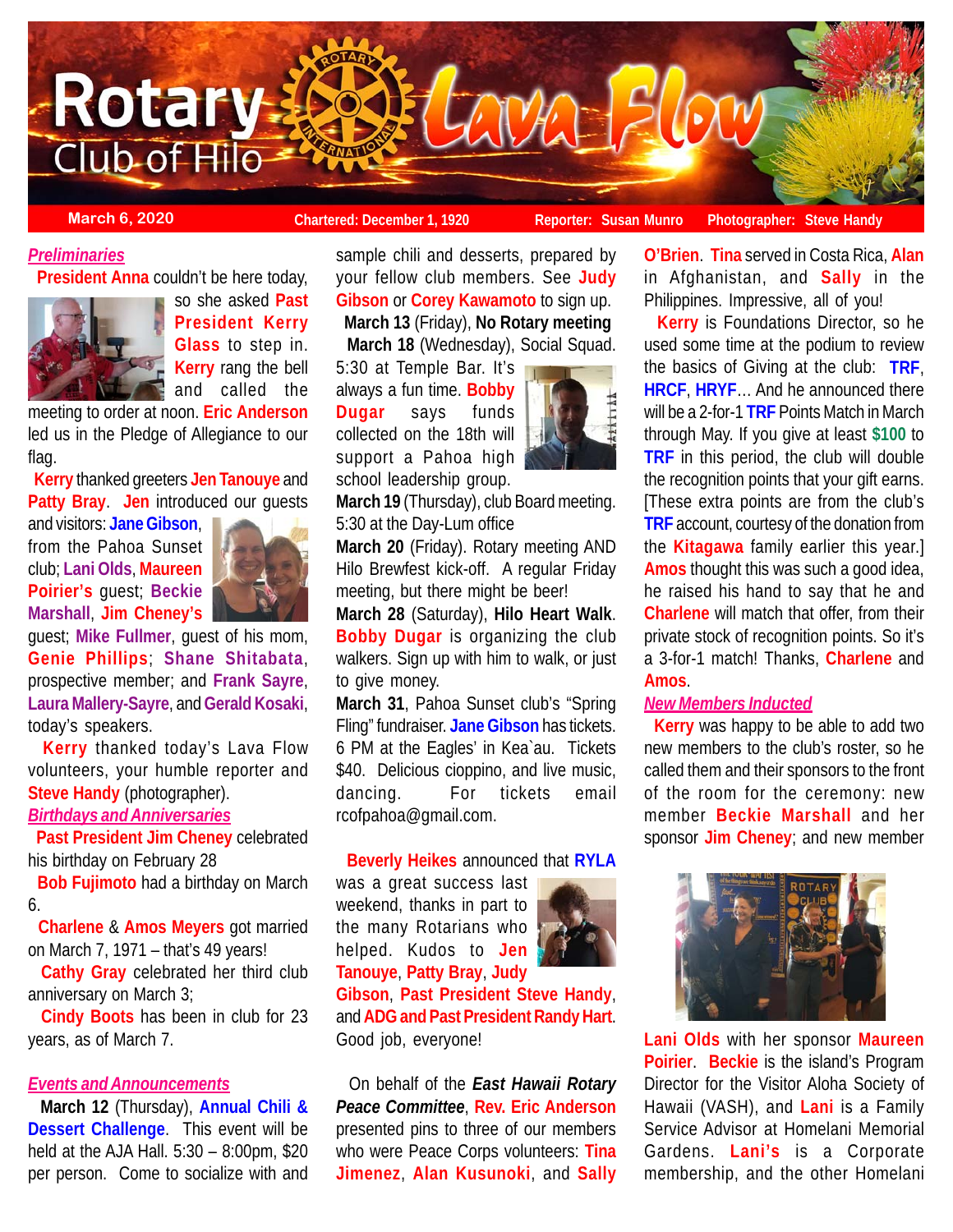# Rotary Club of Hilo Lava Flow

March 6, 2020 | Chartered: December 1, 1920 | Reporter: Susan Munro | Photographer: Steve Handy

## *Preliminaries*

**President Anna** couldn't be here today, so she asked **Past President Kerry Glass** to step in. **Kerry** rang the bell and called the meeting to order at noon. **Eric Anderson** led us in the Pledge of Allegiance to our flag.

**Kerry** thanked greeters **Jen Tanouye** and **Patty Bray**. **Jen** introduced our guests and visitors: **Jane Gibson**, from the Pahoa Sunset club; **Lani Olds**, **Maureen Poirier's** guest; **Beckie Marshall**, **Jim Cheney's** guest; **Mike Fullmer**, guest of his mom, **Genie Phillips**; **Shane Shitabata**, prospective member; and **Frank Sayre**, **Laura Mallery-Sayre**, and **Gerald Kosaki**, today's speakers.

**Kerry** thanked today's Lava Flow volunteers, your humble reporter and **Steve Handy** (photographer).

## *Birthdays and Anniversaries*

**Past President Jim Cheney** celebrated his birthday on February 28

**Bob Fujimoto** had a birthday on March 6.

**Charlene** & **Amos Meyers** got married on March 7, 1971 – that's 49 years!

**Cathy Gray** celebrated her third club anniversary on March 3;

**Cindy Boots** has been in club for 23 years, as of March 7.

## *Events and Announcements*

**March 12** (Thursday), **Annual Chili & Dessert Challenge**. This event will be held at the AJA Hall. 5:30 – 8:00pm, $20 per person. Come to socialize with and sample chili and desserts, prepared by your fellow club members. See **Judy Gibson** or **Corey Kawamoto** to sign up.

**March 13** (Friday), **No Rotary meeting**

**March 18** (Wednesday), Social Squad. 5:30 at Temple Bar. It's always a fun time. **Bobby Dugar** says funds collected on the 18th will support a Pahoa high school leadership group.

**March 19** (Thursday), club Board meeting. 5:30 at the Day-Lum office

**March 20** (Friday). Rotary meeting AND Hilo Brewfest kick-off. A regular Friday meeting, but there might be beer!

**March 28** (Saturday), **Hilo Heart Walk**. **Bobby Dugar** is organizing the club walkers. Sign up with him to walk, or just to give money.

**March 31**, Pahoa Sunset club's "Spring Fling" fundraiser. **Jane Gibson** has tickets. 6 PM at the Eagles' in Kea`au. Tickets $40. Delicious cioppino, and live music, dancing. For tickets email rcofpahoa@gmail.com.

**Beverly Heikes** announced that **RYLA** was a great success last weekend, thanks in part to the many Rotarians who helped. Kudos to **Jen Tanouye**, **Patty Bray**, **Judy Gibson**, **Past President Steve Handy**, and **ADG and Past President Randy Hart**. Good job, everyone!

On behalf of the ***East Hawaii Rotary Peace Committee***, **Rev. Eric Anderson** presented pins to three of our members who were Peace Corps volunteers: **Tina Jimenez**, **Alan Kusunoki**, and **Sally O'Brien**. **Tina** served in Costa Rica, **Alan** in Afghanistan, and **Sally** in the Philippines. Impressive, all of you!

**Kerry** is Foundations Director, so he used some time at the podium to review the basics of Giving at the club: **TRF**, **HRCF**, **HRYF**... And he announced there will be a 2-for-1 **TRF** Points Match in March through May. If you give at least **$100** to **TRF** in this period, the club will double the recognition points that your gift earns. [These extra points are from the club's **TRF** account, courtesy of the donation from the **Kitagawa** family earlier this year.] **Amos** thought this was such a good idea, he raised his hand to say that he and **Charlene** will match that offer, from their private stock of recognition points. So it's a 3-for-1 match! Thanks, **Charlene** and **Amos**.

## *New Members Inducted*

**Kerry** was happy to be able to add two new members to the club's roster, so he called them and their sponsors to the front of the room for the ceremony: new member **Beckie Marshall** and her sponsor **Jim Cheney**; and new member **Lani Olds** with her sponsor **Maureen Poirier**. **Beckie** is the island's Program Director for the Visitor Aloha Society of Hawaii (VASH), and **Lani** is a Family Service Advisor at Homelani Memorial Gardens. **Lani's** is a Corporate membership, and the other Homelani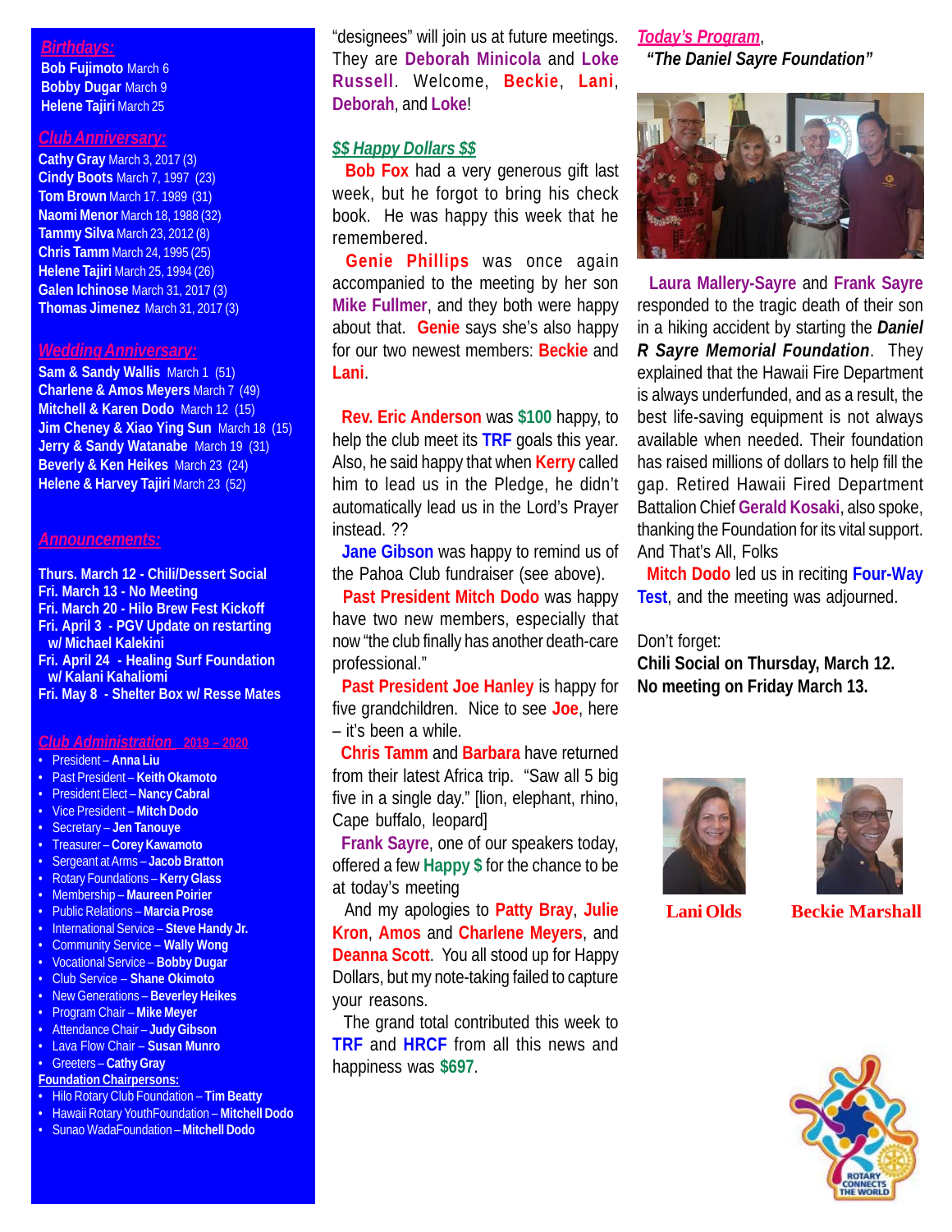## *Birthdays:*

**Bob Fujimoto** March 6
**Bobby Dugar** March 9
**Helene Tajiri** March 25

## *Club Anniversary:*

**Cathy Gray** March 3, 2017 (3)
**Cindy Boots** March 7, 1997 (23)
**Tom Brown** March 17. 1989 (31)
**Naomi Menor** March 18, 1988 (32)
**Tammy Silva** March 23, 2012 (8)
**Chris Tamm** March 24, 1995 (25)
**Helene Tajiri** March 25, 1994 (26)
**Galen Ichinose** March 31, 2017 (3)
**Thomas Jimenez** March 31, 2017 (3)

## *Wedding Anniversary:*

**Sam & Sandy Wallis** March 1 (51)
**Charlene & Amos Meyers** March 7 (49)
**Mitchell & Karen Dodo** March 12 (15)
**Jim Cheney & Xiao Ying Sun** March 18 (15)
**Jerry & Sandy Watanabe** March 19 (31)
**Beverly & Ken Heikes** March 23 (24)
**Helene & Harvey Tajiri** March 23 (52)

## *Announcements:*

**Thurs. March 12 - Chili/Dessert Social**
**Fri. March 13 - No Meeting**
**Fri. March 20 - Hilo Brew Fest Kickoff**
**Fri. April 3 - PGV Update on restarting w/ Michael Kalekini**
**Fri. April 24 - Healing Surf Foundation w/ Kalani Kahaliomi**
**Fri. May 8 - Shelter Box w/ Resse Mates**

## *Club Administration* 2019 – 2020

- President – **Anna Liu**
- Past President – **Keith Okamoto**
- President Elect – **Nancy Cabral**
- Vice President – **Mitch Dodo**
- Secretary – **Jen Tanouye**
- Treasurer – **Corey Kawamoto**
- Sergeant at Arms – **Jacob Bratton**
- Rotary Foundations – **Kerry Glass**
- Membership – **Maureen Poirier**
- Public Relations – **Marcia Prose**
- International Service – **Steve Handy Jr.**
- Community Service – **Wally Wong**
- Vocational Service – **Bobby Dugar**
- Club Service – **Shane Okimoto**
- New Generations – **Beverley Heikes**
- Program Chair – **Mike Meyer**
- Attendance Chair – **Judy Gibson**
- Lava Flow Chair – **Susan Munro**
- Greeters – **Cathy Gray**

**Foundation Chairpersons:**

- Hilo Rotary Club Foundation – **Tim Beatty**
- Hawaii Rotary YouthFoundation – **Mitchell Dodo**
- Sunao WadaFoundation – **Mitchell Dodo**

"designees" will join us at future meetings. They are **Deborah Minicola** and **Loke Russell**. Welcome, **Beckie**, **Lani**, **Deborah**, and **Loke**!

## *$$ Happy Dollars $$*

**Bob Fox** had a very generous gift last week, but he forgot to bring his check book. He was happy this week that he remembered.

**Genie Phillips** was once again accompanied to the meeting by her son **Mike Fullmer**, and they both were happy about that. **Genie** says she's also happy for our two newest members: **Beckie** and **Lani**.

**Rev. Eric Anderson** was **$100** happy, to help the club meet its **TRF** goals this year. Also, he said happy that when **Kerry** called him to lead us in the Pledge, he didn't automatically lead us in the Lord's Prayer instead. ??

**Jane Gibson** was happy to remind us of the Pahoa Club fundraiser (see above).

**Past President Mitch Dodo** was happy have two new members, especially that now "the club finally has another death-care professional."

**Past President Joe Hanley** is happy for five grandchildren. Nice to see **Joe**, here – it's been a while.

**Chris Tamm** and **Barbara** have returned from their latest Africa trip. "Saw all 5 big five in a single day." [lion, elephant, rhino, Cape buffalo, leopard]

**Frank Sayre**, one of our speakers today, offered a few **Happy $** for the chance to be at today's meeting

And my apologies to **Patty Bray**, **Julie Kron**, **Amos** and **Charlene Meyers**, and **Deanna Scott**. You all stood up for Happy Dollars, but my note-taking failed to capture your reasons.

The grand total contributed this week to **TRF** and **HRCF** from all this news and happiness was **$697**.

## *Today's Program*,

***"The Daniel Sayre Foundation"***

**Laura Mallery-Sayre** and **Frank Sayre** responded to the tragic death of their son in a hiking accident by starting the ***Daniel R Sayre Memorial Foundation***. They explained that the Hawaii Fire Department is always underfunded, and as a result, the best life-saving equipment is not always available when needed. Their foundation has raised millions of dollars to help fill the gap. Retired Hawaii Fired Department Battalion Chief **Gerald Kosaki**, also spoke, thanking the Foundation for its vital support. And That's All, Folks

**Mitch Dodo** led us in reciting **Four-Way Test**, and the meeting was adjourned.

Don't forget:
**Chili Social on Thursday, March 12.**
**No meeting on Friday March 13.**

**Lani Olds** **Beckie Marshall**